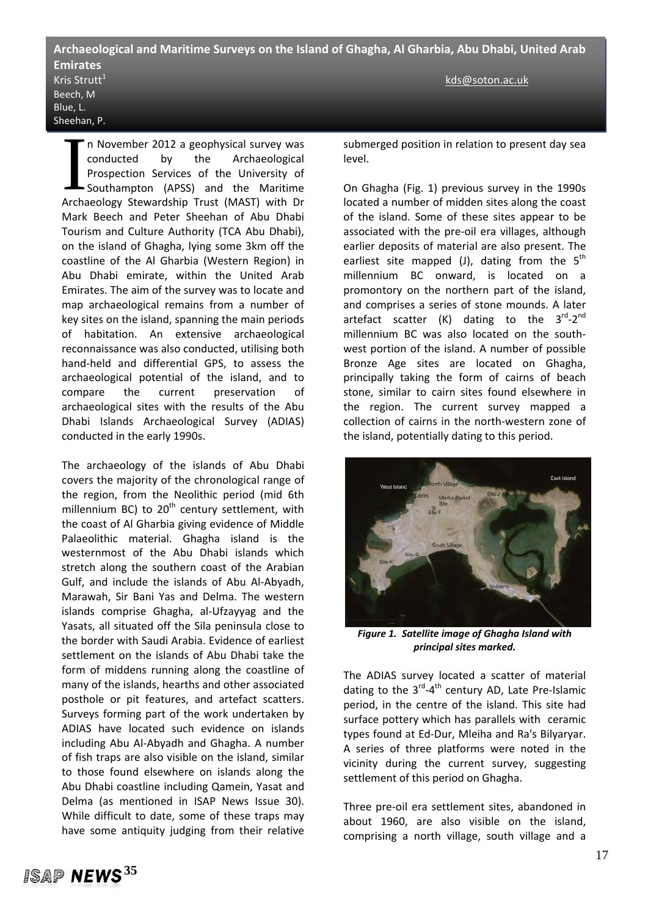# Archaeological and Maritime Surveys on the Island of Ghagha, Al Gharbia, Abu Dhabi, United Arab Emirates

Kris Strutt[1] kds@soton.ac.uk
Beech, M
Blue, L.
Sheehan, P.

In November 2012 a geophysical survey was conducted by the Archaeological Prospection Services of the University of Southampton (APSS) and the Maritime Archaeology Stewardship Trust (MAST) with Dr Mark Beech and Peter Sheehan of Abu Dhabi Tourism and Culture Authority (TCA Abu Dhabi), on the island of Ghagha, lying some 3km off the coastline of the Al Gharbia (Western Region) in Abu Dhabi emirate, within the United Arab Emirates. The aim of the survey was to locate and map archaeological remains from a number of key sites on the island, spanning the main periods of habitation. An extensive archaeological reconnaissance was also conducted, utilising both hand-held and differential GPS, to assess the archaeological potential of the island, and to compare the current preservation of archaeological sites with the results of the Abu Dhabi Islands Archaeological Survey (ADIAS) conducted in the early 1990s.

The archaeology of the islands of Abu Dhabi covers the majority of the chronological range of the region, from the Neolithic period (mid 6th millennium BC) to 20th century settlement, with the coast of Al Gharbia giving evidence of Middle Palaeolithic material. Ghagha island is the westernmost of the Abu Dhabi islands which stretch along the southern coast of the Arabian Gulf, and include the islands of Abu Al-Abyadh, Marawah, Sir Bani Yas and Delma. The western islands comprise Ghagha, al-Ufzayyag and the Yasats, all situated off the Sila peninsula close to the border with Saudi Arabia. Evidence of earliest settlement on the islands of Abu Dhabi take the form of middens running along the coastline of many of the islands, hearths and other associated posthole or pit features, and artefact scatters. Surveys forming part of the work undertaken by ADIAS have located such evidence on islands including Abu Al-Abyadh and Ghagha. A number of fish traps are also visible on the island, similar to those found elsewhere on islands along the Abu Dhabi coastline including Qamein, Yasat and Delma (as mentioned in ISAP News Issue 30). While difficult to date, some of these traps may have some antiquity judging from their relative submerged position in relation to present day sea level.

On Ghagha (Fig. 1) previous survey in the 1990s located a number of midden sites along the coast of the island. Some of these sites appear to be associated with the pre-oil era villages, although earlier deposits of material are also present. The earliest site mapped (J), dating from the 5th millennium BC onward, is located on a promontory on the northern part of the island, and comprises a series of stone mounds. A later artefact scatter (K) dating to the 3rd-2nd millennium BC was also located on the south-west portion of the island. A number of possible Bronze Age sites are located on Ghagha, principally taking the form of cairns of beach stone, similar to cairn sites found elsewhere in the region. The current survey mapped a collection of cairns in the north-western zone of the island, potentially dating to this period.

*Figure 1. Satellite image of Ghagha Island with principal sites marked.*

The ADIAS survey located a scatter of material dating to the 3rd-4th century AD, Late Pre-Islamic period, in the centre of the island. This site had surface pottery which has parallels with ceramic types found at Ed-Dur, Mleiha and Ra's Bilyaryar. A series of three platforms were noted in the vicinity during the current survey, suggesting settlement of this period on Ghagha.

Three pre-oil era settlement sites, abandoned in about 1960, are also visible on the island, comprising a north village, south village and a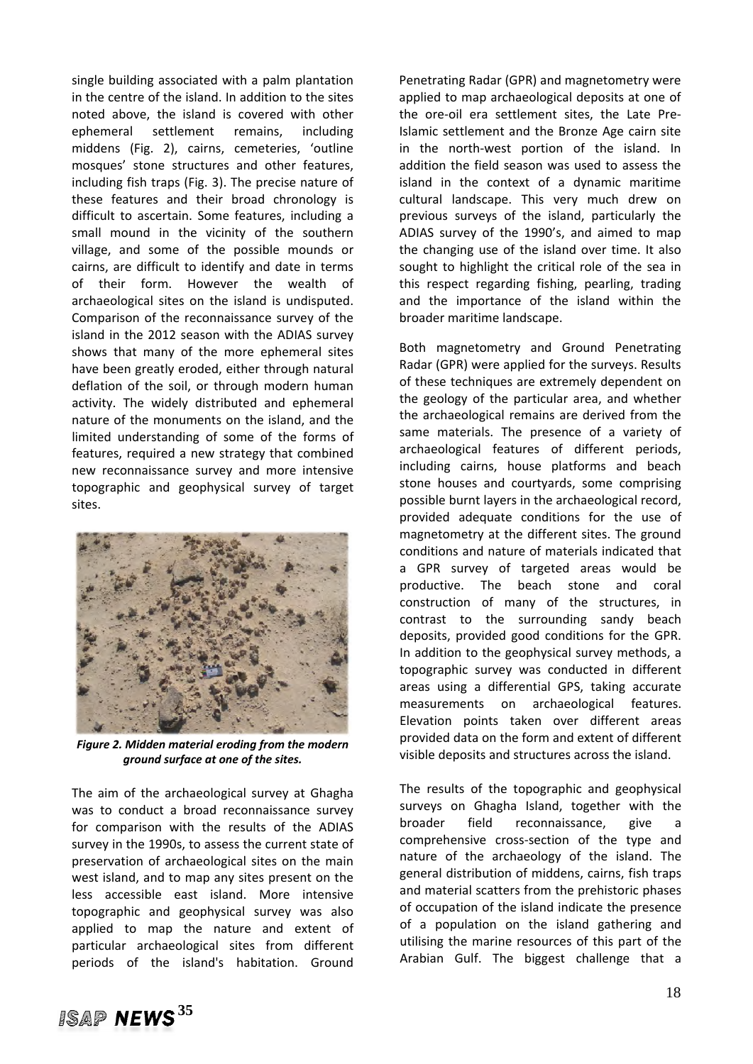single building associated with a palm plantation in the centre of the island. In addition to the sites noted above, the island is covered with other ephemeral settlement remains, including middens (Fig. 2), cairns, cemeteries, 'outline mosques' stone structures and other features, including fish traps (Fig. 3). The precise nature of these features and their broad chronology is difficult to ascertain. Some features, including a small mound in the vicinity of the southern village, and some of the possible mounds or cairns, are difficult to identify and date in terms of their form. However the wealth of archaeological sites on the island is undisputed. Comparison of the reconnaissance survey of the island in the 2012 season with the ADIAS survey shows that many of the more ephemeral sites have been greatly eroded, either through natural deflation of the soil, or through modern human activity. The widely distributed and ephemeral nature of the monuments on the island, and the limited understanding of some of the forms of features, required a new strategy that combined new reconnaissance survey and more intensive topographic and geophysical survey of target sites.

***Figure 2. Midden material eroding from the modern ground surface at one of the sites.***

The aim of the archaeological survey at Ghagha was to conduct a broad reconnaissance survey for comparison with the results of the ADIAS survey in the 1990s, to assess the current state of preservation of archaeological sites on the main west island, and to map any sites present on the less accessible east island. More intensive topographic and geophysical survey was also applied to map the nature and extent of particular archaeological sites from different periods of the island's habitation. Ground Penetrating Radar (GPR) and magnetometry were applied to map archaeological deposits at one of the ore-oil era settlement sites, the Late Pre-Islamic settlement and the Bronze Age cairn site in the north-west portion of the island. In addition the field season was used to assess the island in the context of a dynamic maritime cultural landscape. This very much drew on previous surveys of the island, particularly the ADIAS survey of the 1990's, and aimed to map the changing use of the island over time. It also sought to highlight the critical role of the sea in this respect regarding fishing, pearling, trading and the importance of the island within the broader maritime landscape.

Both magnetometry and Ground Penetrating Radar (GPR) were applied for the surveys. Results of these techniques are extremely dependent on the geology of the particular area, and whether the archaeological remains are derived from the same materials. The presence of a variety of archaeological features of different periods, including cairns, house platforms and beach stone houses and courtyards, some comprising possible burnt layers in the archaeological record, provided adequate conditions for the use of magnetometry at the different sites. The ground conditions and nature of materials indicated that a GPR survey of targeted areas would be productive. The beach stone and coral construction of many of the structures, in contrast to the surrounding sandy beach deposits, provided good conditions for the GPR. In addition to the geophysical survey methods, a topographic survey was conducted in different areas using a differential GPS, taking accurate measurements on archaeological features. Elevation points taken over different areas provided data on the form and extent of different visible deposits and structures across the island.

The results of the topographic and geophysical surveys on Ghagha Island, together with the broader field reconnaissance, give a comprehensive cross-section of the type and nature of the archaeology of the island. The general distribution of middens, cairns, fish traps and material scatters from the prehistoric phases of occupation of the island indicate the presence of a population on the island gathering and utilising the marine resources of this part of the Arabian Gulf. The biggest challenge that a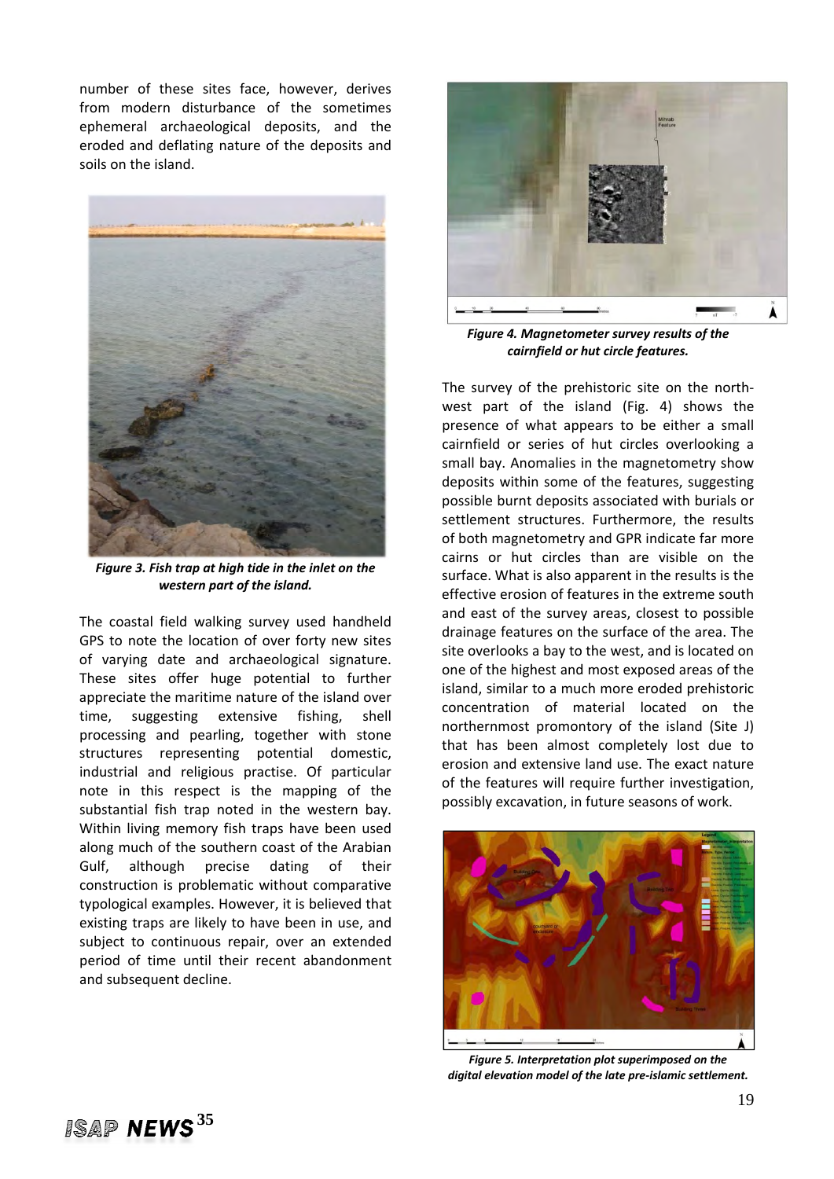number of these sites face, however, derives from modern disturbance of the sometimes ephemeral archaeological deposits, and the eroded and deflating nature of the deposits and soils on the island.

***Figure 3. Fish trap at high tide in the inlet on the western part of the island.***

The coastal field walking survey used handheld GPS to note the location of over forty new sites of varying date and archaeological signature. These sites offer huge potential to further appreciate the maritime nature of the island over time, suggesting extensive fishing, shell processing and pearling, together with stone structures representing potential domestic, industrial and religious practise. Of particular note in this respect is the mapping of the substantial fish trap noted in the western bay. Within living memory fish traps have been used along much of the southern coast of the Arabian Gulf, although precise dating of their construction is problematic without comparative typological examples. However, it is believed that existing traps are likely to have been in use, and subject to continuous repair, over an extended period of time until their recent abandonment and subsequent decline.

***Figure 4. Magnetometer survey results of the cairnfield or hut circle features.***

The survey of the prehistoric site on the north-west part of the island (Fig. 4) shows the presence of what appears to be either a small cairnfield or series of hut circles overlooking a small bay. Anomalies in the magnetometry show deposits within some of the features, suggesting possible burnt deposits associated with burials or settlement structures. Furthermore, the results of both magnetometry and GPR indicate far more cairns or hut circles than are visible on the surface. What is also apparent in the results is the effective erosion of features in the extreme south and east of the survey areas, closest to possible drainage features on the surface of the area. The site overlooks a bay to the west, and is located on one of the highest and most exposed areas of the island, similar to a much more eroded prehistoric concentration of material located on the northernmost promontory of the island (Site J) that has been almost completely lost due to erosion and extensive land use. The exact nature of the features will require further investigation, possibly excavation, in future seasons of work.

***Figure 5. Interpretation plot superimposed on the digital elevation model of the late pre-islamic settlement.***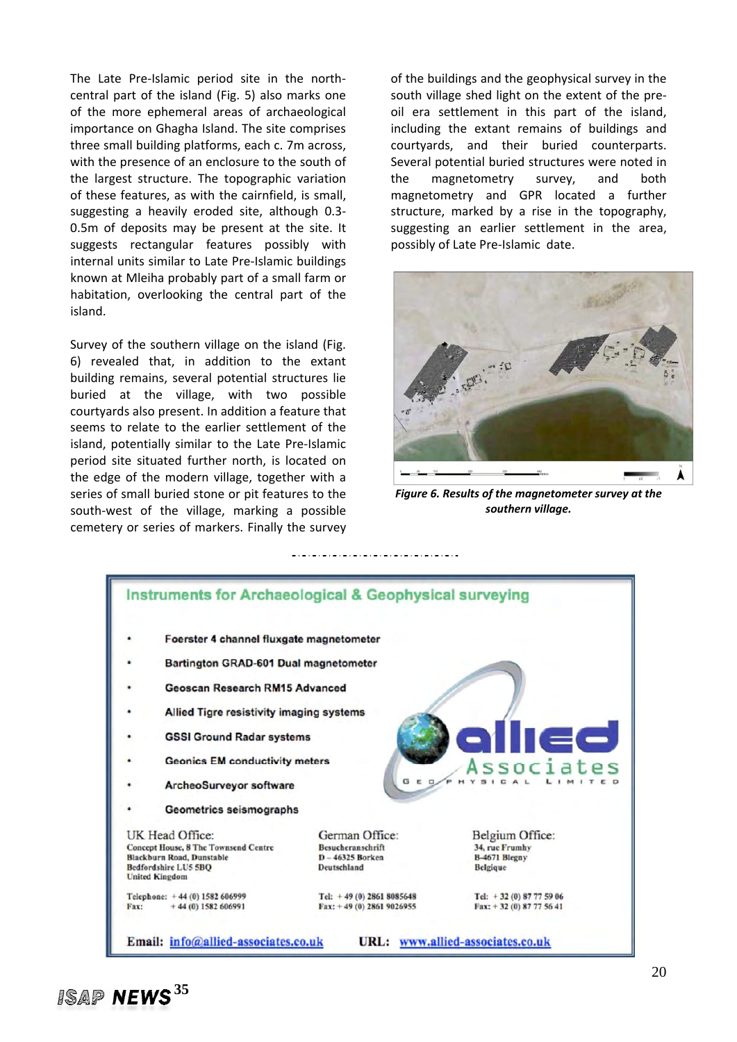The Late Pre-Islamic period site in the north-central part of the island (Fig. 5) also marks one of the more ephemeral areas of archaeological importance on Ghagha Island. The site comprises three small building platforms, each c. 7m across, with the presence of an enclosure to the south of the largest structure. The topographic variation of these features, as with the cairnfield, is small, suggesting a heavily eroded site, although 0.3-0.5m of deposits may be present at the site. It suggests rectangular features possibly with internal units similar to Late Pre-Islamic buildings known at Mleiha probably part of a small farm or habitation, overlooking the central part of the island.

Survey of the southern village on the island (Fig. 6) revealed that, in addition to the extant building remains, several potential structures lie buried at the village, with two possible courtyards also present. In addition a feature that seems to relate to the earlier settlement of the island, potentially similar to the Late Pre-Islamic period site situated further north, is located on the edge of the modern village, together with a series of small buried stone or pit features to the south-west of the village, marking a possible cemetery or series of markers. Finally the survey of the buildings and the geophysical survey in the south village shed light on the extent of the pre-oil era settlement in this part of the island, including the extant remains of buildings and courtyards, and their buried counterparts. Several potential buried structures were noted in the magnetometry survey, and both magnetometry and GPR located a further structure, marked by a rise in the topography, suggesting an earlier settlement in the area, possibly of Late Pre-Islamic date.

*Figure 6. Results of the magnetometer survey at the southern village.*

---

## Instruments for Archaeological & Geophysical surveying

- **Foerster 4 channel fluxgate magnetometer**
- **Bartington GRAD-601 Dual magnetometer**
- **Geoscan Research RM15 Advanced**
- **Allied Tigre resistivity imaging systems**
- **GSSI Ground Radar systems**
- **Geonics EM conductivity meters**
- **ArcheoSurveyor software**
- **Geometrics seismographs**

allied Associates GEOPHYSICAL LIMITED

UK Head Office:
Concept House, 8 The Townsend Centre
Blackburn Road, Dunstable
Bedfordshire LU5 5BQ
United Kingdom

Telephone: +44 (0) 1582 606999
Fax: +44 (0) 1582 606991

German Office:
Besucheranschrift
D – 46325 Borken
Deutschland

Tel: +49 (0) 2861 8085648
Fax: +49 (0) 2861 9026955

Belgium Office:
34, rue Frumhy
B-4671 Blegny
Belgique

Tel: +32 (0) 87 77 59 06
Fax: +32 (0) 87 77 56 41

**Email:** info@allied-associates.co.uk **URL:** www.allied-associates.co.uk